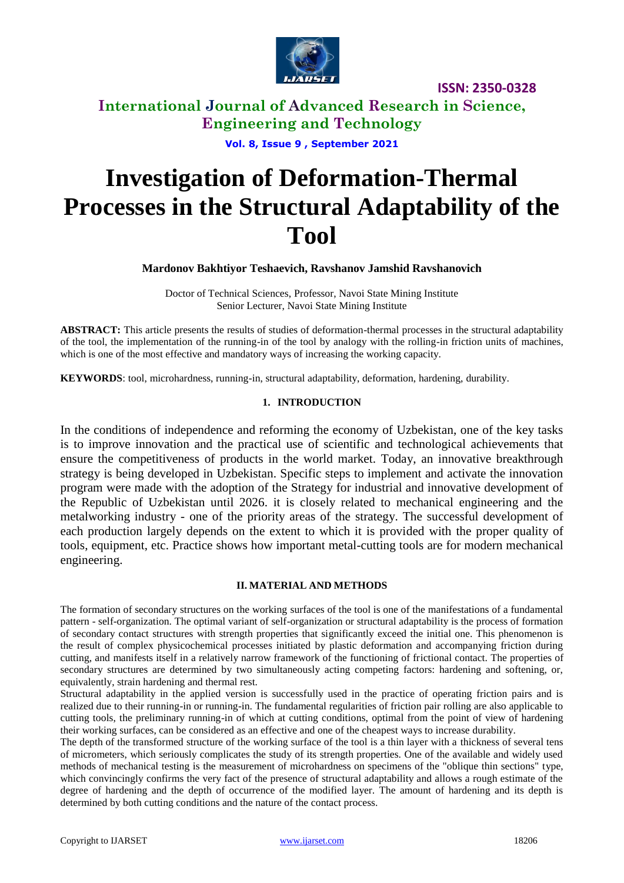# Investigation of Deformation-Thermal Processes in the Structural Adaptability of the Tool

**Mardonov Bakhtiyor Teshaevich, Ravshanov Jamshid Ravshanovich**

Doctor of Technical Sciences, Professor, Navoi State Mining Institute
Senior Lecturer, Navoi State Mining Institute

**ABSTRACT:** This article presents the results of studies of deformation-thermal processes in the structural adaptability of the tool, the implementation of the running-in of the tool by analogy with the rolling-in friction units of machines, which is one of the most effective and mandatory ways of increasing the working capacity.

**KEYWORDS**: tool, microhardness, running-in, structural adaptability, deformation, hardening, durability.

## 1. INTRODUCTION

In the conditions of independence and reforming the economy of Uzbekistan, one of the key tasks is to improve innovation and the practical use of scientific and technological achievements that ensure the competitiveness of products in the world market. Today, an innovative breakthrough strategy is being developed in Uzbekistan. Specific steps to implement and activate the innovation program were made with the adoption of the Strategy for industrial and innovative development of the Republic of Uzbekistan until 2026. it is closely related to mechanical engineering and the metalworking industry - one of the priority areas of the strategy. The successful development of each production largely depends on the extent to which it is provided with the proper quality of tools, equipment, etc. Practice shows how important metal-cutting tools are for modern mechanical engineering.

## II. MATERIAL AND METHODS

The formation of secondary structures on the working surfaces of the tool is one of the manifestations of a fundamental pattern - self-organization. The optimal variant of self-organization or structural adaptability is the process of formation of secondary contact structures with strength properties that significantly exceed the initial one. This phenomenon is the result of complex physicochemical processes initiated by plastic deformation and accompanying friction during cutting, and manifests itself in a relatively narrow framework of the functioning of frictional contact. The properties of secondary structures are determined by two simultaneously acting competing factors: hardening and softening, or, equivalently, strain hardening and thermal rest.

Structural adaptability in the applied version is successfully used in the practice of operating friction pairs and is realized due to their running-in or running-in. The fundamental regularities of friction pair rolling are also applicable to cutting tools, the preliminary running-in of which at cutting conditions, optimal from the point of view of hardening their working surfaces, can be considered as an effective and one of the cheapest ways to increase durability.

The depth of the transformed structure of the working surface of the tool is a thin layer with a thickness of several tens of micrometers, which seriously complicates the study of its strength properties. One of the available and widely used methods of mechanical testing is the measurement of microhardness on specimens of the "oblique thin sections" type, which convincingly confirms the very fact of the presence of structural adaptability and allows a rough estimate of the degree of hardening and the depth of occurrence of the modified layer. The amount of hardening and its depth is determined by both cutting conditions and the nature of the contact process.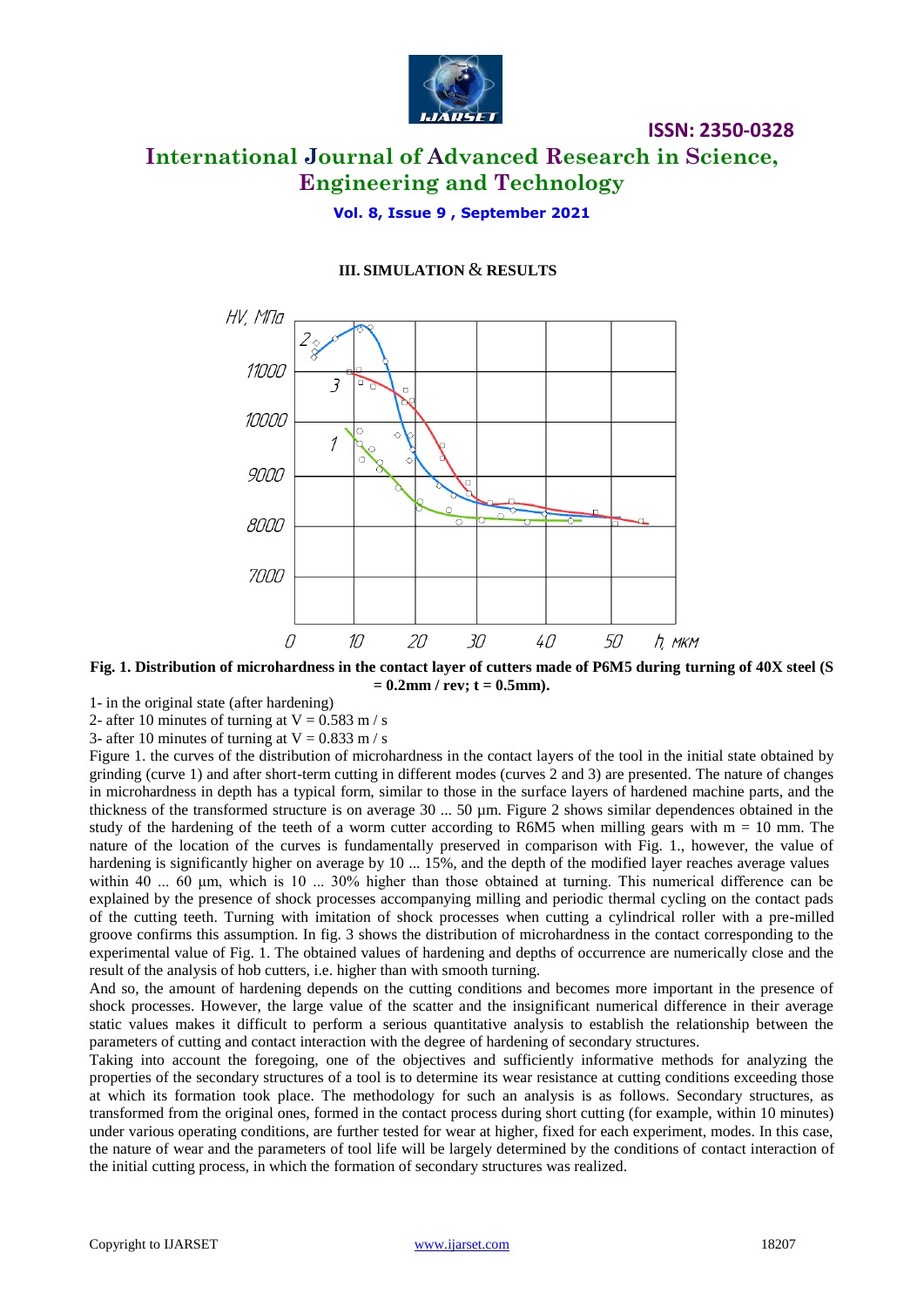## III. SIMULATION & RESULTS

**Fig. 1. Distribution of microhardness in the contact layer of cutters made of P6M5 during turning of 40X steel (S = 0.2mm / rev; t = 0.5mm).**

1- in the original state (after hardening)

2- after 10 minutes of turning at V = 0.583 m / s

3- after 10 minutes of turning at V = 0.833 m / s

Figure 1. the curves of the distribution of microhardness in the contact layers of the tool in the initial state obtained by grinding (curve 1) and after short-term cutting in different modes (curves 2 and 3) are presented. The nature of changes in microhardness in depth has a typical form, similar to those in the surface layers of hardened machine parts, and the thickness of the transformed structure is on average 30 ... 50 µm. Figure 2 shows similar dependences obtained in the study of the hardening of the teeth of a worm cutter according to R6M5 when milling gears with m = 10 mm. The nature of the location of the curves is fundamentally preserved in comparison with Fig. 1., however, the value of hardening is significantly higher on average by 10 ... 15%, and the depth of the modified layer reaches average values within 40 ... 60 µm, which is 10 ... 30% higher than those obtained at turning. This numerical difference can be explained by the presence of shock processes accompanying milling and periodic thermal cycling on the contact pads of the cutting teeth. Turning with imitation of shock processes when cutting a cylindrical roller with a pre-milled groove confirms this assumption. In fig. 3 shows the distribution of microhardness in the contact corresponding to the experimental value of Fig. 1. The obtained values of hardening and depths of occurrence are numerically close and the result of the analysis of hob cutters, i.e. higher than with smooth turning.

And so, the amount of hardening depends on the cutting conditions and becomes more important in the presence of shock processes. However, the large value of the scatter and the insignificant numerical difference in their average static values makes it difficult to perform a serious quantitative analysis to establish the relationship between the parameters of cutting and contact interaction with the degree of hardening of secondary structures.

Taking into account the foregoing, one of the objectives and sufficiently informative methods for analyzing the properties of the secondary structures of a tool is to determine its wear resistance at cutting conditions exceeding those at which its formation took place. The methodology for such an analysis is as follows. Secondary structures, as transformed from the original ones, formed in the contact process during short cutting (for example, within 10 minutes) under various operating conditions, are further tested for wear at higher, fixed for each experiment, modes. In this case, the nature of wear and the parameters of tool life will be largely determined by the conditions of contact interaction of the initial cutting process, in which the formation of secondary structures was realized.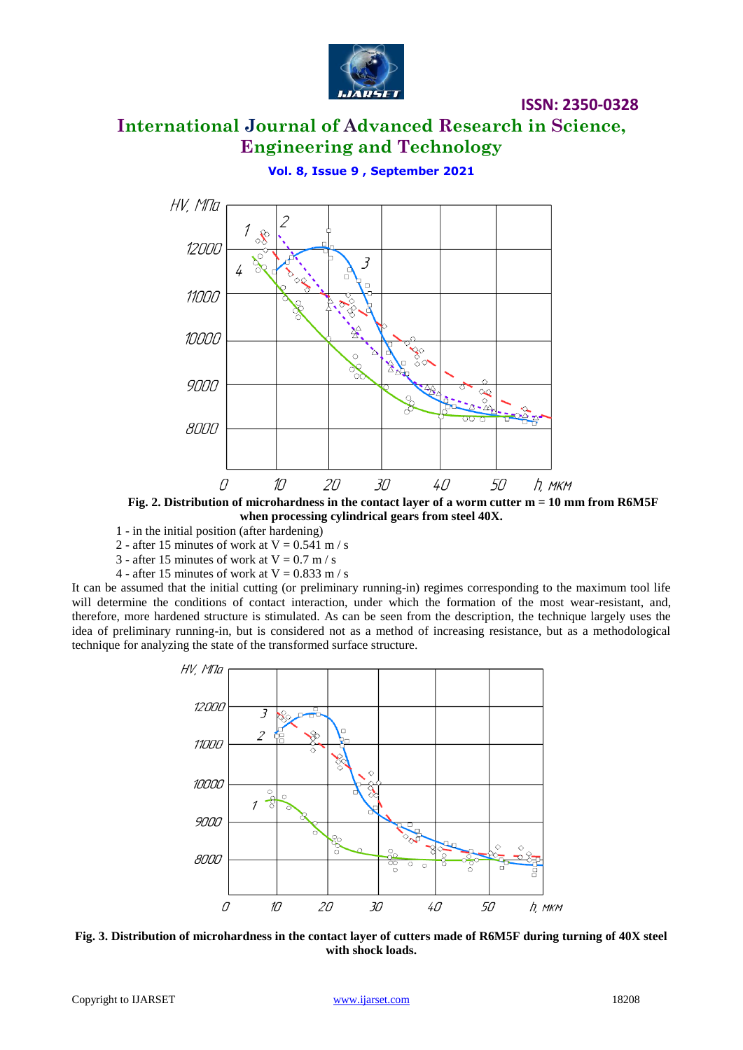**Fig. 2. Distribution of microhardness in the contact layer of a worm cutter m = 10 mm from R6M5F when processing cylindrical gears from steel 40X.**

1 - in the initial position (after hardening)
2 - after 15 minutes of work at V = 0.541 m / s
3 - after 15 minutes of work at V = 0.7 m / s
4 - after 15 minutes of work at V = 0.833 m / s

It can be assumed that the initial cutting (or preliminary running-in) regimes corresponding to the maximum tool life will determine the conditions of contact interaction, under which the formation of the most wear-resistant, and, therefore, more hardened structure is stimulated. As can be seen from the description, the technique largely uses the idea of preliminary running-in, but is considered not as a method of increasing resistance, but as a methodological technique for analyzing the state of the transformed surface structure.

**Fig. 3. Distribution of microhardness in the contact layer of cutters made of R6M5F during turning of 40X steel with shock loads.**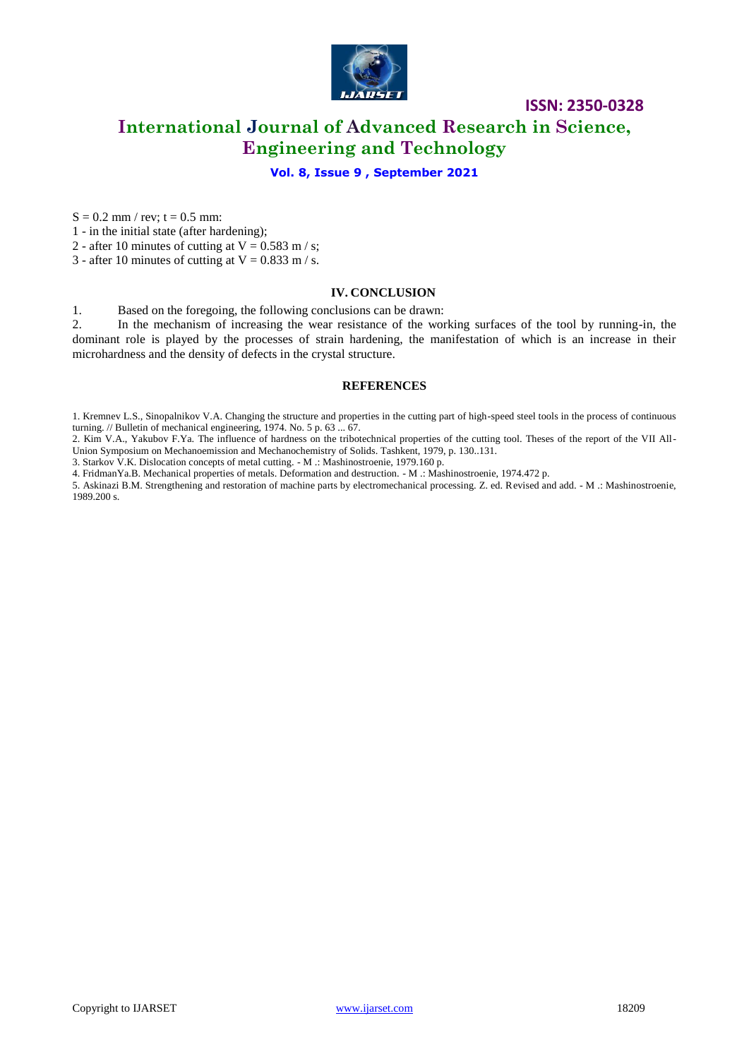$S = 0.2$ mm / rev; $t = 0.5$ mm:

1 - in the initial state (after hardening);

2 - after 10 minutes of cutting at $V = 0.583$ m / s;

3 - after 10 minutes of cutting at $V = 0.833$ m / s.

## IV. CONCLUSION

1. Based on the foregoing, the following conclusions can be drawn:
2. In the mechanism of increasing the wear resistance of the working surfaces of the tool by running-in, the dominant role is played by the processes of strain hardening, the manifestation of which is an increase in their microhardness and the density of defects in the crystal structure.

## REFERENCES

1. Kremnev L.S., Sinopalnikov V.A. Changing the structure and properties in the cutting part of high-speed steel tools in the process of continuous turning. // Bulletin of mechanical engineering, 1974. No. 5 p. 63 ... 67.
2. Kim V.A., Yakubov F.Ya. The influence of hardness on the tribotechnical properties of the cutting tool. Theses of the report of the VII All-Union Symposium on Mechanoemission and Mechanochemistry of Solids. Tashkent, 1979, p. 130..131.
3. Starkov V.K. Dislocation concepts of metal cutting. - M .: Mashinostroenie, 1979.160 p.
4. FridmanYa.B. Mechanical properties of metals. Deformation and destruction. - M .: Mashinostroenie, 1974.472 p.
5. Askinazi B.M. Strengthening and restoration of machine parts by electromechanical processing. Z. ed. Revised and add. - M .: Mashinostroenie, 1989.200 s.